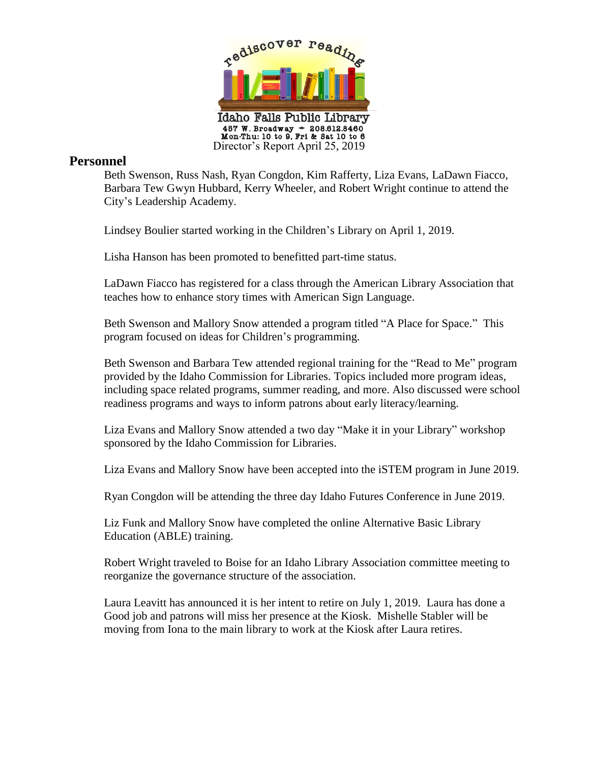rediscover reading

Idaho Falls Public Library
457 W. Broadway ~ 208.612.8460
Mon-Thu: 10 to 9, Fri & Sat 10 to 6

Director's Report April 25, 2019

## Personnel

Beth Swenson, Russ Nash, Ryan Congdon, Kim Rafferty, Liza Evans, LaDawn Fiacco, Barbara Tew Gwyn Hubbard, Kerry Wheeler, and Robert Wright continue to attend the City's Leadership Academy.

Lindsey Boulier started working in the Children's Library on April 1, 2019.

Lisha Hanson has been promoted to benefitted part-time status.

LaDawn Fiacco has registered for a class through the American Library Association that teaches how to enhance story times with American Sign Language.

Beth Swenson and Mallory Snow attended a program titled "A Place for Space." This program focused on ideas for Children's programming.

Beth Swenson and Barbara Tew attended regional training for the "Read to Me" program provided by the Idaho Commission for Libraries. Topics included more program ideas, including space related programs, summer reading, and more. Also discussed were school readiness programs and ways to inform patrons about early literacy/learning.

Liza Evans and Mallory Snow attended a two day "Make it in your Library" workshop sponsored by the Idaho Commission for Libraries.

Liza Evans and Mallory Snow have been accepted into the iSTEM program in June 2019.

Ryan Congdon will be attending the three day Idaho Futures Conference in June 2019.

Liz Funk and Mallory Snow have completed the online Alternative Basic Library Education (ABLE) training.

Robert Wright traveled to Boise for an Idaho Library Association committee meeting to reorganize the governance structure of the association.

Laura Leavitt has announced it is her intent to retire on July 1, 2019. Laura has done a Good job and patrons will miss her presence at the Kiosk. Mishelle Stabler will be moving from Iona to the main library to work at the Kiosk after Laura retires.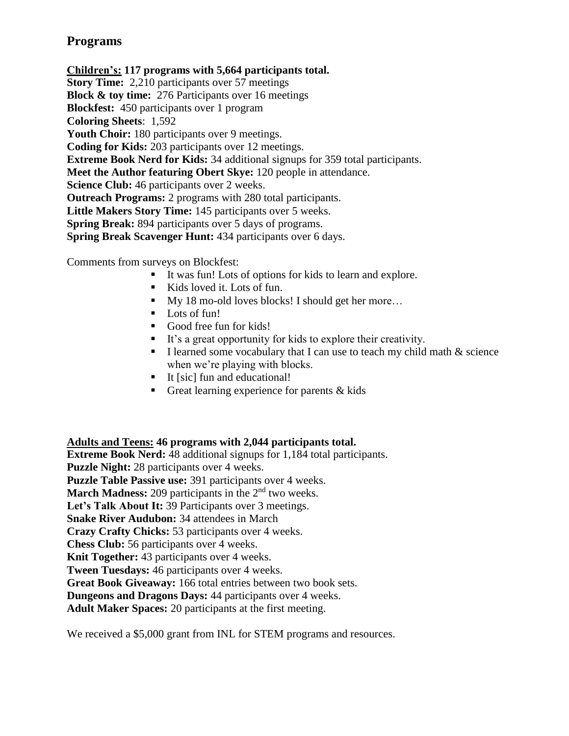## Programs

**<u>Children's:</u> 117 programs with 5,664 participants total.**
**Story Time:** 2,210 participants over 57 meetings
**Block & toy time:** 276 Participants over 16 meetings
**Blockfest:** 450 participants over 1 program
**Coloring Sheets**: 1,592
**Youth Choir:** 180 participants over 9 meetings.
**Coding for Kids:** 203 participants over 12 meetings.
**Extreme Book Nerd for Kids:** 34 additional signups for 359 total participants.
**Meet the Author featuring Obert Skye:** 120 people in attendance.
**Science Club:** 46 participants over 2 weeks.
**Outreach Programs:** 2 programs with 280 total participants.
**Little Makers Story Time:** 145 participants over 5 weeks.
**Spring Break:** 894 participants over 5 days of programs.
**Spring Break Scavenger Hunt:** 434 participants over 6 days.

Comments from surveys on Blockfest:

- It was fun! Lots of options for kids to learn and explore.
- Kids loved it. Lots of fun.
- My 18 mo-old loves blocks! I should get her more…
- Lots of fun!
- Good free fun for kids!
- It's a great opportunity for kids to explore their creativity.
- I learned some vocabulary that I can use to teach my child math & science when we're playing with blocks.
- It [sic] fun and educational!
- Great learning experience for parents & kids

**<u>Adults and Teens:</u> 46 programs with 2,044 participants total.**
**Extreme Book Nerd:** 48 additional signups for 1,184 total participants.
**Puzzle Night:** 28 participants over 4 weeks.
**Puzzle Table Passive use:** 391 participants over 4 weeks.
**March Madness:** 209 participants in the 2nd two weeks.
**Let's Talk About It:** 39 Participants over 3 meetings.
**Snake River Audubon:** 34 attendees in March
**Crazy Crafty Chicks:** 53 participants over 4 weeks.
**Chess Club:** 56 participants over 4 weeks.
**Knit Together:** 43 participants over 4 weeks.
**Tween Tuesdays:** 46 participants over 4 weeks.
**Great Book Giveaway:** 166 total entries between two book sets.
**Dungeons and Dragons Days:** 44 participants over 4 weeks.
**Adult Maker Spaces:** 20 participants at the first meeting.

We received a $5,000 grant from INL for STEM programs and resources.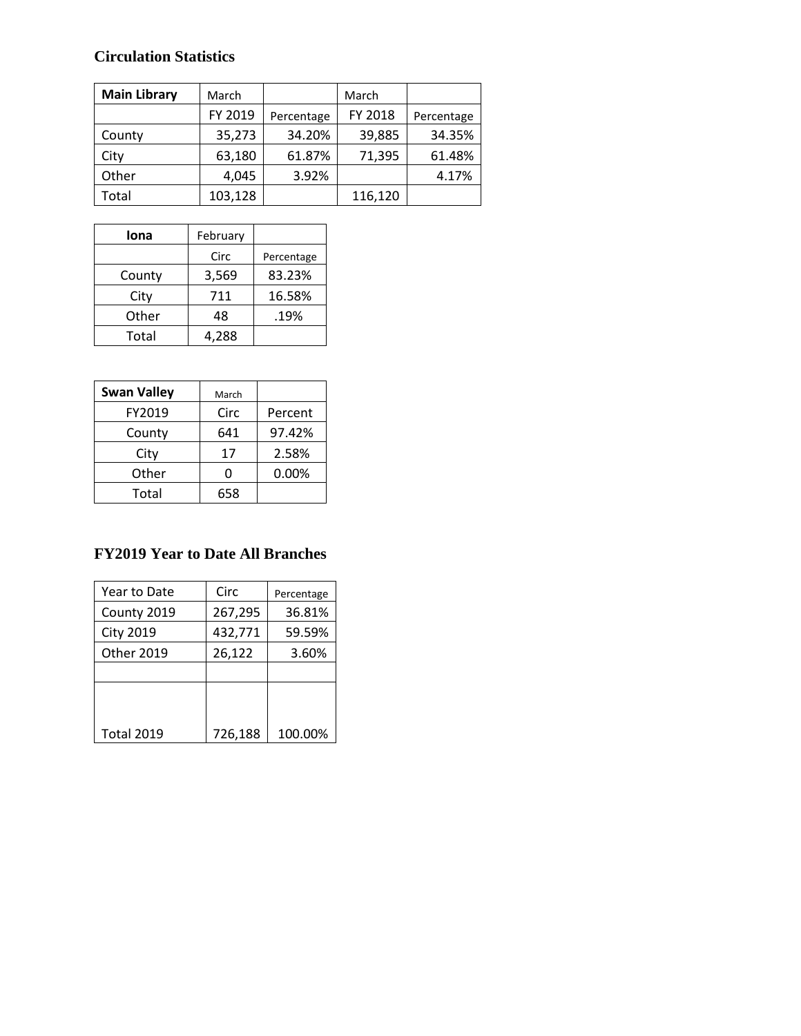## Circulation Statistics

| Main Library | March | | March | |
|---|---|---|---|---|
| | FY 2019 | Percentage | FY 2018 | Percentage |
| County | 35,273 | 34.20% | 39,885 | 34.35% |
| City | 63,180 | 61.87% | 71,395 | 61.48% |
| Other | 4,045 | 3.92% | | 4.17% |
| Total | 103,128 | | 116,120 | |

| Iona | February | |
|---|---|---|
| | Circ | Percentage |
| County | 3,569 | 83.23% |
| City | 711 | 16.58% |
| Other | 48 | .19% |
| Total | 4,288 | |

| Swan Valley | March | |
|---|---|---|
| FY2019 | Circ | Percent |
| County | 641 | 97.42% |
| City | 17 | 2.58% |
| Other | 0 | 0.00% |
| Total | 658 | |

## FY2019 Year to Date All Branches

| Year to Date | Circ | Percentage |
|---|---|---|
| County 2019 | 267,295 | 36.81% |
| City 2019 | 432,771 | 59.59% |
| Other 2019 | 26,122 | 3.60% |
| | | |
| Total 2019 | 726,188 | 100.00% |